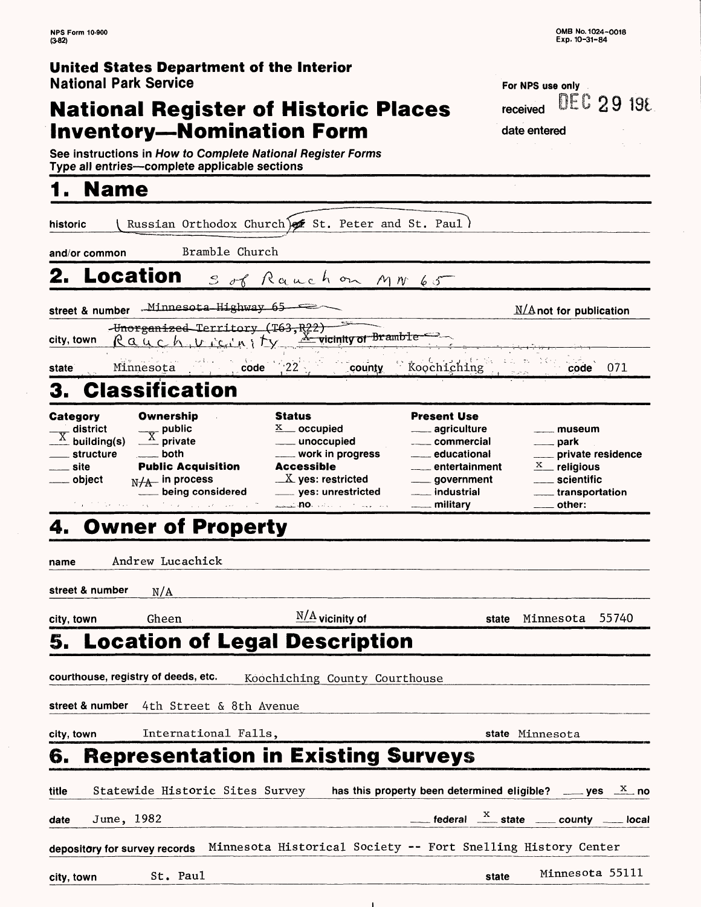NPS Form 10-900 (3-82)

OMB No. 1024-0018 Exp. 10-31-84

**United States Department of the Interior**
**National Park Service**

For NPS use only

received DEC 29 198

date entered

# National Register of Historic Places Inventory—Nomination Form

See instructions in *How to Complete National Register Forms*
Type all entries—complete applicable sections

## 1. Name

historic: Russian Orthodox Church of St. Peter and St. Paul

and/or common: Bramble Church

## 2. Location

S of Rauch on MN 65

street & number: ~~Minnesota Highway 65~~ — N/A not for publication

city, town: ~~Unorganized Territory (T63,R22)~~ Rauch, vicinity — X ~~vicinity of Bramble~~

state: Minnesota — code: 22 — county: Koochiching — code: 071

## 3. Classification

| Category | Ownership | Status | Present Use | |
|---|---|---|---|---|
| ___ district | ___ public | X occupied | ___ agriculture | ___ museum |
| X building(s) | X private | ___ unoccupied | ___ commercial | ___ park |
| ___ structure | ___ both | ___ work in progress | ___ educational | ___ private residence |
| ___ site | **Public Acquisition** | **Accessible** | ___ entertainment | X religious |
| ___ object | N/A in process | X yes: restricted | ___ government | ___ scientific |
| | ___ being considered | ___ yes: unrestricted | ___ industrial | ___ transportation |
| | | ___ no | ___ military | ___ other: |

## 4. Owner of Property

name: Andrew Lucachick

street & number: N/A

city, town: Gheen — N/A vicinity of — state: Minnesota 55740

## 5. Location of Legal Description

courthouse, registry of deeds, etc.: Koochiching County Courthouse

street & number: 4th Street & 8th Avenue

city, town: International Falls, — state: Minnesota

## 6. Representation in Existing Surveys

title: Statewide Historic Sites Survey — has this property been determined eligible? ___ yes X no

date: June, 1982 — ___ federal X state ___ county ___ local

depository for survey records: Minnesota Historical Society -- Fort Snelling History Center

city, town: St. Paul — state: Minnesota 55111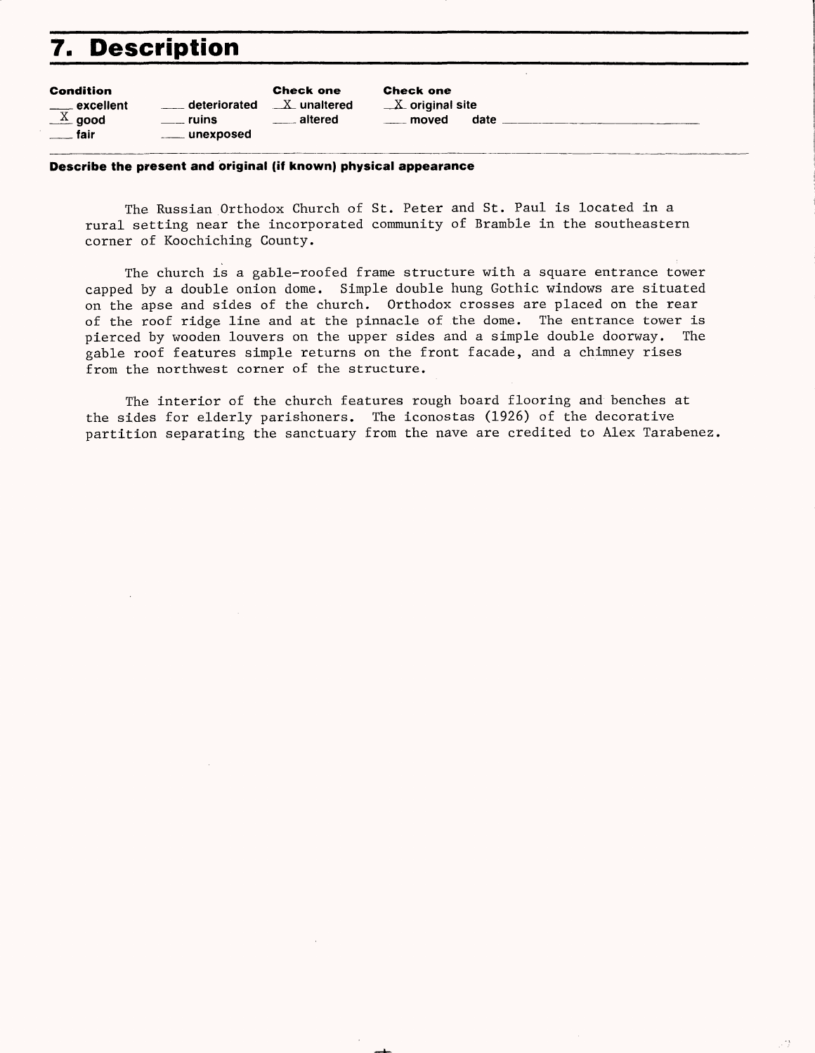# 7. Description

| Condition | | Check one | Check one |
|---|---|---|---|
| ___ excellent | ___ deteriorated | X unaltered | X original site |
| X good | ___ ruins | ___ altered | ___ moved date ______ |
| ___ fair | ___ unexposed | | |

**Describe the present and original (if known) physical appearance**

The Russian Orthodox Church of St. Peter and St. Paul is located in a rural setting near the incorporated community of Bramble in the southeastern corner of Koochiching County.

The church is a gable-roofed frame structure with a square entrance tower capped by a double onion dome. Simple double hung Gothic windows are situated on the apse and sides of the church. Orthodox crosses are placed on the rear of the roof ridge line and at the pinnacle of the dome. The entrance tower is pierced by wooden louvers on the upper sides and a simple double doorway. The gable roof features simple returns on the front facade, and a chimney rises from the northwest corner of the structure.

The interior of the church features rough board flooring and benches at the sides for elderly parishoners. The iconostas (1926) of the decorative partition separating the sanctuary from the nave are credited to Alex Tarabenez.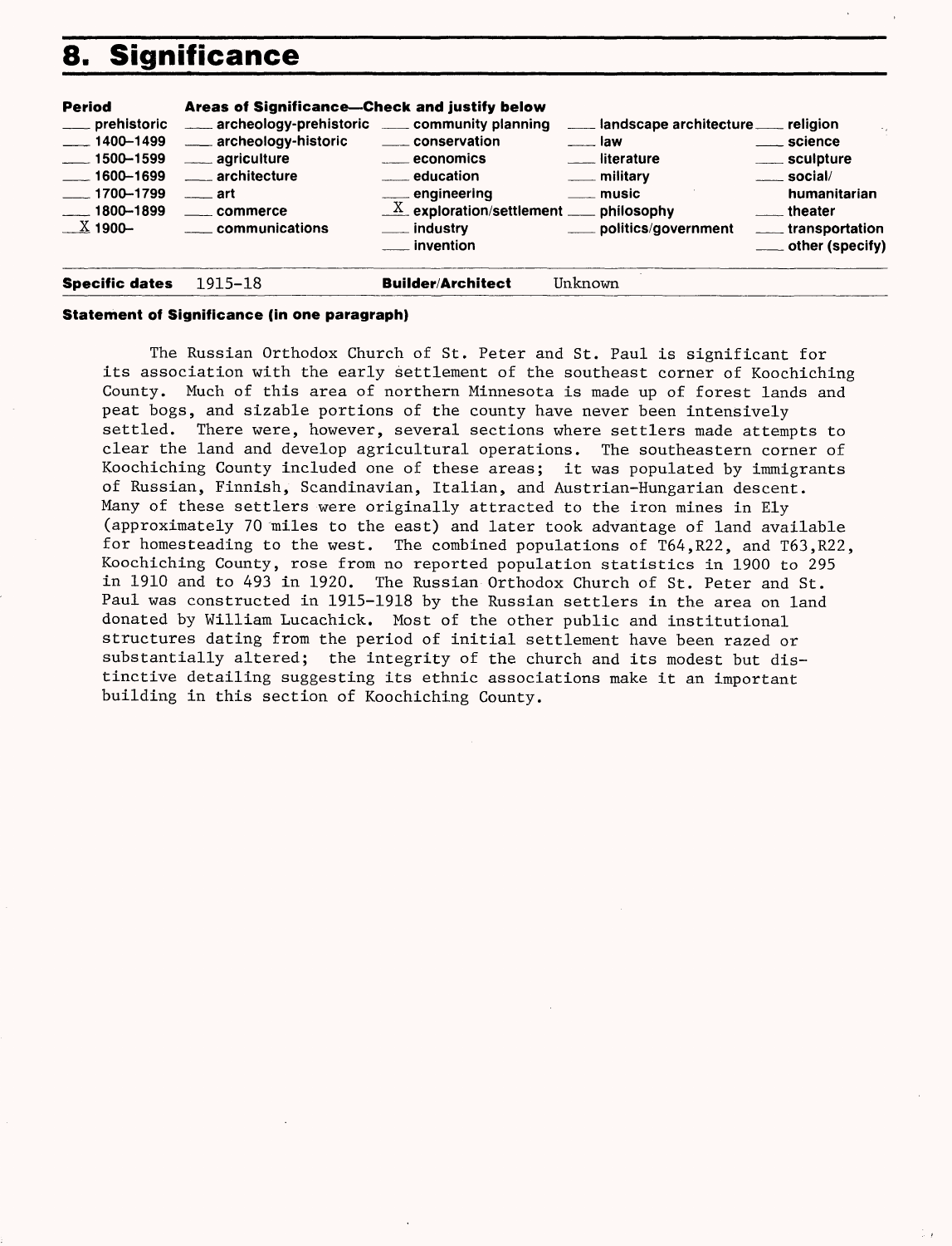# 8. Significance

| Period | Areas of Significance—Check and justify below | | | |
|---|---|---|---|---|
| ___ prehistoric | ___ archeology-prehistoric | ___ community planning | ___ landscape architecture | ___ religion |
| ___ 1400–1499 | ___ archeology-historic | ___ conservation | ___ law | ___ science |
| ___ 1500–1599 | ___ agriculture | ___ economics | ___ literature | ___ sculpture |
| ___ 1600–1699 | ___ architecture | ___ education | ___ military | ___ social/humanitarian |
| ___ 1700–1799 | ___ art | ___ engineering | ___ music | ___ theater |
| ___ 1800–1899 | ___ commerce | _X_ exploration/settlement | ___ philosophy | ___ transportation |
| _X_ 1900– | ___ communications | ___ industry | ___ politics/government | ___ other (specify) |
| | | ___ invention | | |

**Specific dates** 1915-18 **Builder/Architect** Unknown

**Statement of Significance (in one paragraph)**

The Russian Orthodox Church of St. Peter and St. Paul is significant for its association with the early settlement of the southeast corner of Koochiching County. Much of this area of northern Minnesota is made up of forest lands and peat bogs, and sizable portions of the county have never been intensively settled. There were, however, several sections where settlers made attempts to clear the land and develop agricultural operations. The southeastern corner of Koochiching County included one of these areas; it was populated by immigrants of Russian, Finnish, Scandinavian, Italian, and Austrian-Hungarian descent. Many of these settlers were originally attracted to the iron mines in Ely (approximately 70 miles to the east) and later took advantage of land available for homesteading to the west. The combined populations of T64,R22, and T63,R22, Koochiching County, rose from no reported population statistics in 1900 to 295 in 1910 and to 493 in 1920. The Russian Orthodox Church of St. Peter and St. Paul was constructed in 1915-1918 by the Russian settlers in the area on land donated by William Lucachick. Most of the other public and institutional structures dating from the period of initial settlement have been razed or substantially altered; the integrity of the church and its modest but distinctive detailing suggesting its ethnic associations make it an important building in this section of Koochiching County.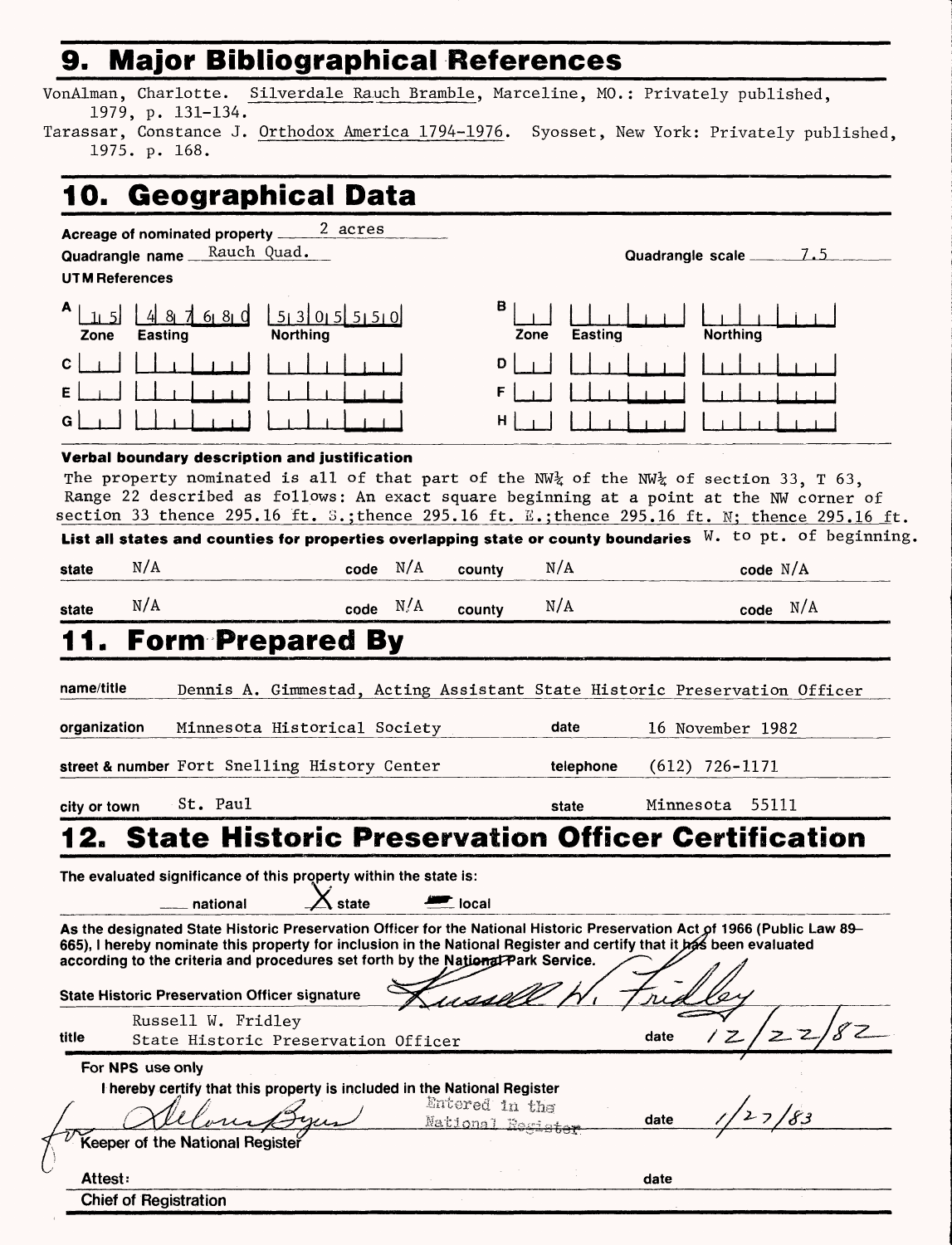## 9. Major Bibliographical References

VonAlman, Charlotte. Silverdale Rauch Bramble, Marceline, MO.: Privately published, 1979, p. 131-134.

Tarassar, Constance J. Orthodox America 1794-1976. Syosset, New York: Privately published, 1975. p. 168.

## 10. Geographical Data

**Acreage of nominated property** 2 acres

**Quadrangle name** Rauch Quad. **Quadrangle scale** 7.5

**UTM References**

| | Zone | Easting | Northing | | Zone | Easting | Northing |
|---|---|---|---|---|---|---|---|
| A | 15 | 487680 | 5305550 | B | | | |
| C | | | | D | | | |
| E | | | | F | | | |
| G | | | | H | | | |

**Verbal boundary description and justification**

The property nominated is all of that part of the NW¼ of the NW¼ of section 33, T 63, Range 22 described as follows: An exact square beginning at a point at the NW corner of section 33 thence 295.16 ft. S.; thence 295.16 ft. E.; thence 295.16 ft. N; thence 295.16 ft. W. to pt. of beginning.

**List all states and counties for properties overlapping state or county boundaries**

| state | code | county | code |
|---|---|---|---|
| N/A | N/A | N/A | N/A |
| N/A | N/A | N/A | N/A |

## 11. Form Prepared By

**name/title** Dennis A. Gimmestad, Acting Assistant State Historic Preservation Officer

**organization** Minnesota Historical Society **date** 16 November 1982

**street & number** Fort Snelling History Center **telephone** (612) 726-1171

**city or town** St. Paul **state** Minnesota 55111

## 12. State Historic Preservation Officer Certification

The evaluated significance of this property within the state is:

___ national X state ___ local

As the designated State Historic Preservation Officer for the National Historic Preservation Act of 1966 (Public Law 89-665), I hereby nominate this property for inclusion in the National Register and certify that it has been evaluated according to the criteria and procedures set forth by the National Park Service.

**State Historic Preservation Officer signature** Russell W. Fridley

**title** Russell W. Fridley, State Historic Preservation Officer **date** 12/22/82

**For NPS use only**

I hereby certify that this property is included in the National Register

Delores Byers — Entered in the National Register **date** 1/27/83

for Keeper of the National Register

**Attest:** **date**

**Chief of Registration**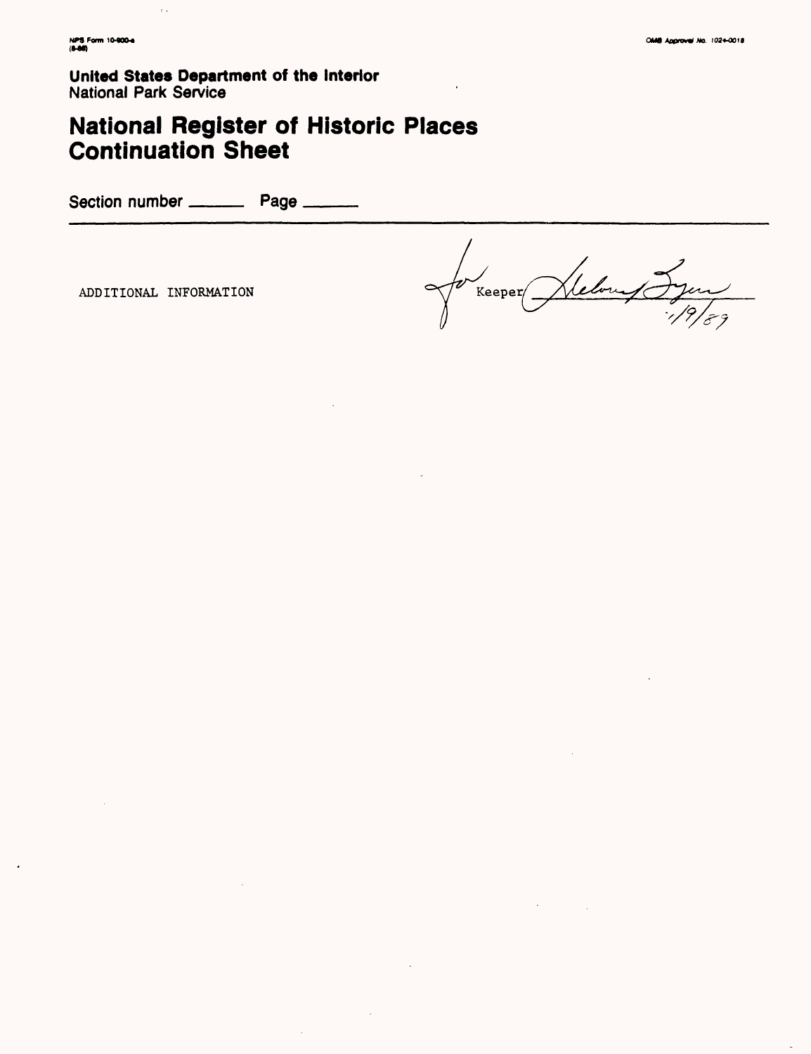United States Department of the Interior
National Park Service

# National Register of Historic Places Continuation Sheet

Section number ______ Page ______

ADDITIONAL INFORMATION

for Keeper [signature] 1/9/89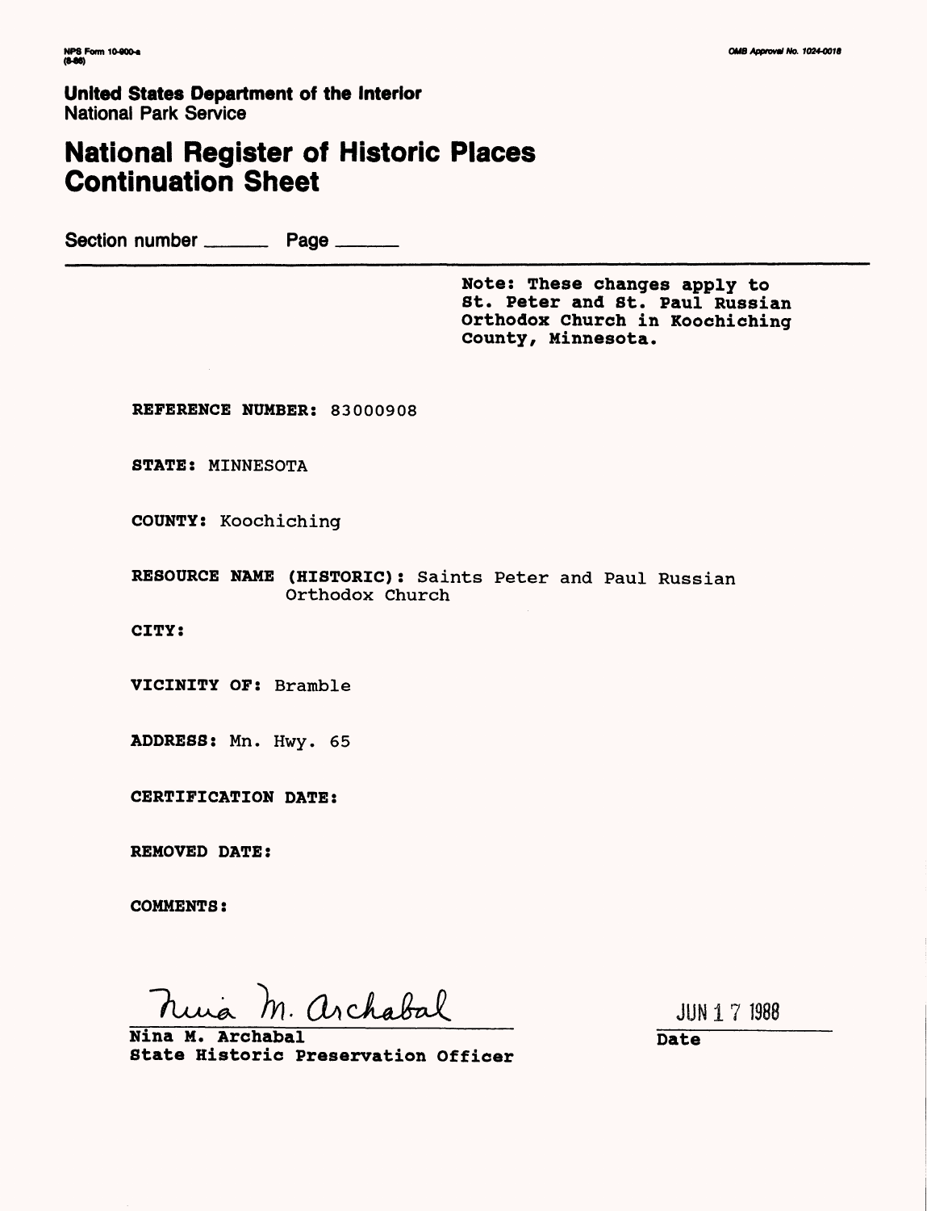NPS Form 10-900-a
(8-86)

OMB Approval No. 1024-0018

**United States Department of the Interior**
National Park Service

# National Register of Historic Places Continuation Sheet

Section number _______ Page _______

**Note: These changes apply to St. Peter and St. Paul Russian Orthodox Church in Koochiching County, Minnesota.**

**REFERENCE NUMBER:** 83000908

**STATE:** MINNESOTA

**COUNTY:** Koochiching

**RESOURCE NAME (HISTORIC):** Saints Peter and Paul Russian Orthodox Church

**CITY:**

**VICINITY OF:** Bramble

**ADDRESS:** Mn. Hwy. 65

**CERTIFICATION DATE:**

**REMOVED DATE:**

**COMMENTS:**

Nina M. Archabal

**Nina M. Archabal**
**State Historic Preservation Officer**

JUN 17 1988
**Date**